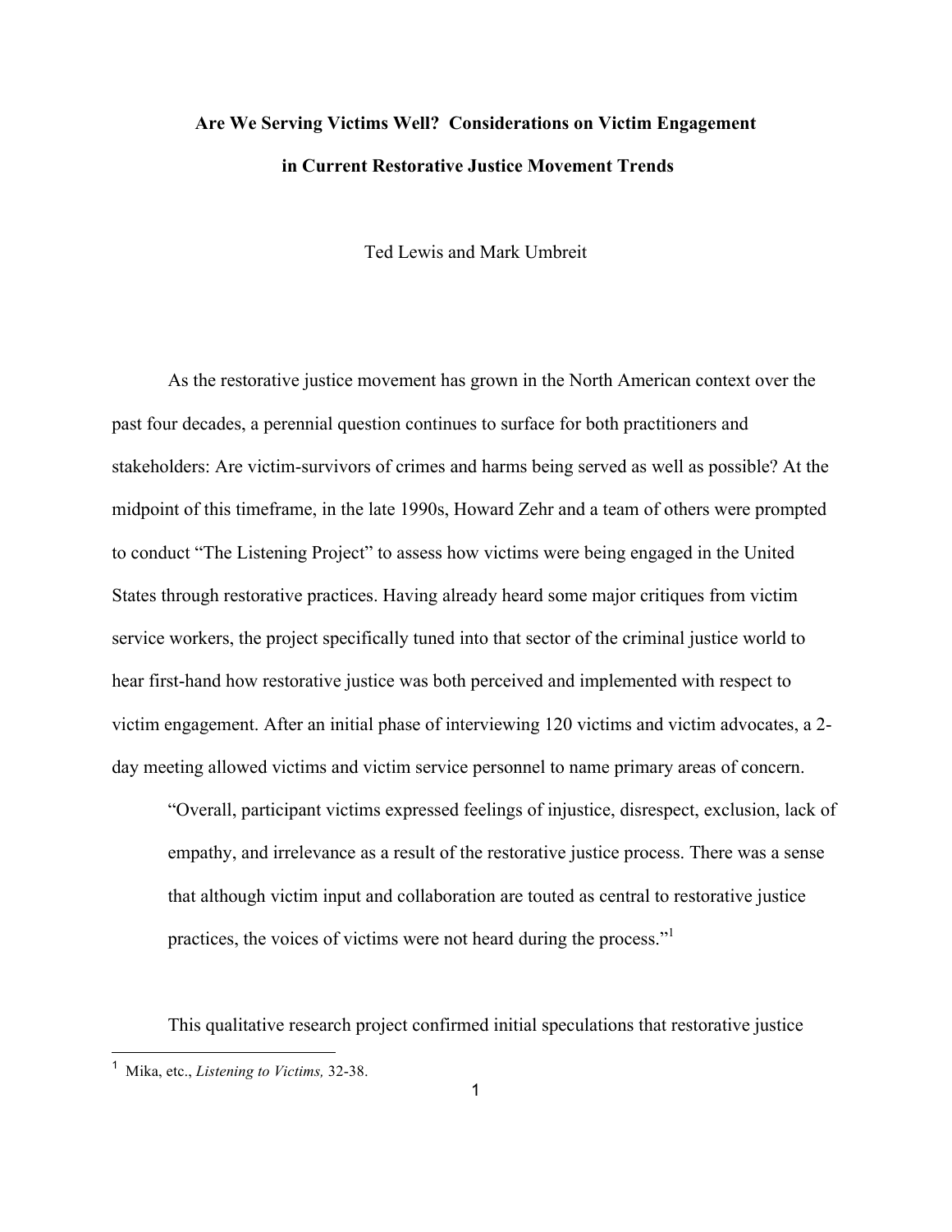# Are We Serving Victims Well? Considerations on Victim Engagement in Current Restorative Justice Movement Trends

Ted Lewis and Mark Umbreit

As the restorative justice movement has grown in the North American context over the past four decades, a perennial question continues to surface for both practitioners and stakeholders: Are victim-survivors of crimes and harms being served as well as possible? At the midpoint of this timeframe, in the late 1990s, Howard Zehr and a team of others were prompted to conduct "The Listening Project" to assess how victims were being engaged in the United States through restorative practices. Having already heard some major critiques from victim service workers, the project specifically tuned into that sector of the criminal justice world to hear first-hand how restorative justice was both perceived and implemented with respect to victim engagement. After an initial phase of interviewing 120 victims and victim advocates, a 2-day meeting allowed victims and victim service personnel to name primary areas of concern.

> "Overall, participant victims expressed feelings of injustice, disrespect, exclusion, lack of empathy, and irrelevance as a result of the restorative justice process. There was a sense that although victim input and collaboration are touted as central to restorative justice practices, the voices of victims were not heard during the process."[1]

This qualitative research project confirmed initial speculations that restorative justice

---

[1] Mika, etc., *Listening to Victims,* 32-38.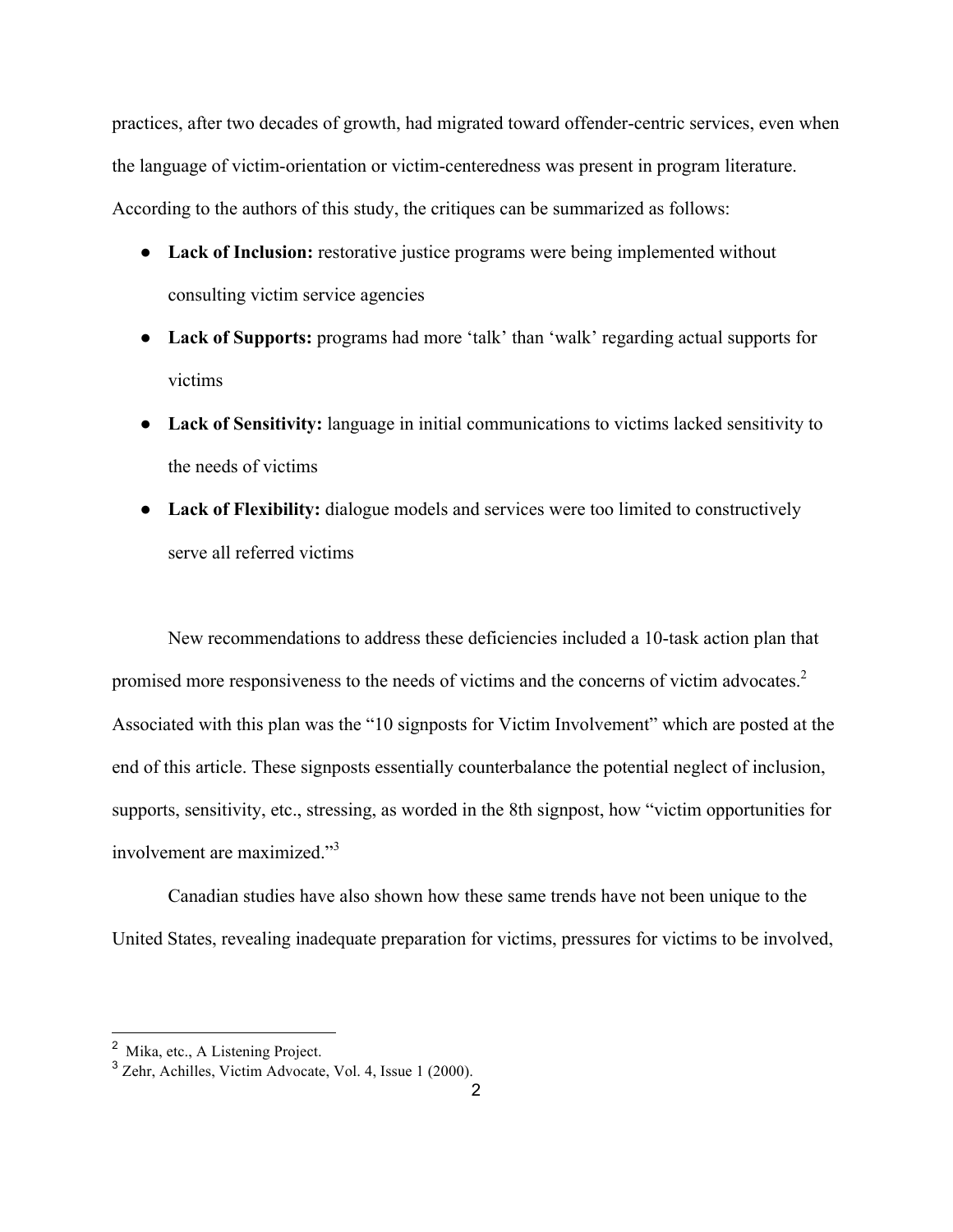practices, after two decades of growth, had migrated toward offender-centric services, even when the language of victim-orientation or victim-centeredness was present in program literature. According to the authors of this study, the critiques can be summarized as follows:

- **Lack of Inclusion:** restorative justice programs were being implemented without consulting victim service agencies
- **Lack of Supports:** programs had more 'talk' than 'walk' regarding actual supports for victims
- **Lack of Sensitivity:** language in initial communications to victims lacked sensitivity to the needs of victims
- **Lack of Flexibility:** dialogue models and services were too limited to constructively serve all referred victims

New recommendations to address these deficiencies included a 10-task action plan that promised more responsiveness to the needs of victims and the concerns of victim advocates.[2] Associated with this plan was the "10 signposts for Victim Involvement" which are posted at the end of this article. These signposts essentially counterbalance the potential neglect of inclusion, supports, sensitivity, etc., stressing, as worded in the 8th signpost, how "victim opportunities for involvement are maximized."[3]

Canadian studies have also shown how these same trends have not been unique to the United States, revealing inadequate preparation for victims, pressures for victims to be involved,

---

[2] Mika, etc., A Listening Project.

[3] Zehr, Achilles, Victim Advocate, Vol. 4, Issue 1 (2000).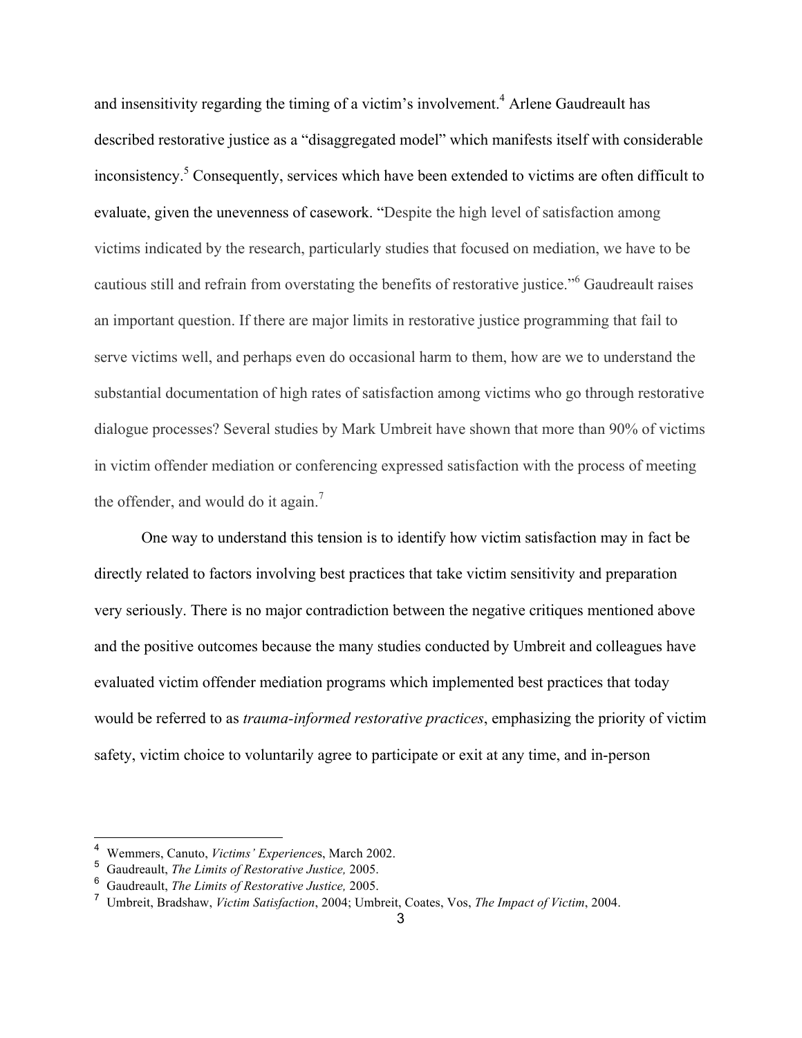and insensitivity regarding the timing of a victim's involvement.[4] Arlene Gaudreault has described restorative justice as a "disaggregated model" which manifests itself with considerable inconsistency.[5] Consequently, services which have been extended to victims are often difficult to evaluate, given the unevenness of casework. "Despite the high level of satisfaction among victims indicated by the research, particularly studies that focused on mediation, we have to be cautious still and refrain from overstating the benefits of restorative justice."[6] Gaudreault raises an important question. If there are major limits in restorative justice programming that fail to serve victims well, and perhaps even do occasional harm to them, how are we to understand the substantial documentation of high rates of satisfaction among victims who go through restorative dialogue processes? Several studies by Mark Umbreit have shown that more than 90% of victims in victim offender mediation or conferencing expressed satisfaction with the process of meeting the offender, and would do it again.[7]

One way to understand this tension is to identify how victim satisfaction may in fact be directly related to factors involving best practices that take victim sensitivity and preparation very seriously. There is no major contradiction between the negative critiques mentioned above and the positive outcomes because the many studies conducted by Umbreit and colleagues have evaluated victim offender mediation programs which implemented best practices that today would be referred to as *trauma-informed restorative practices*, emphasizing the priority of victim safety, victim choice to voluntarily agree to participate or exit at any time, and in-person

---

[4] Wemmers, Canuto, *Victims' Experiences*, March 2002.

[5] Gaudreault, *The Limits of Restorative Justice,* 2005.

[6] Gaudreault, *The Limits of Restorative Justice,* 2005.

[7] Umbreit, Bradshaw, *Victim Satisfaction*, 2004; Umbreit, Coates, Vos, *The Impact of Victim*, 2004.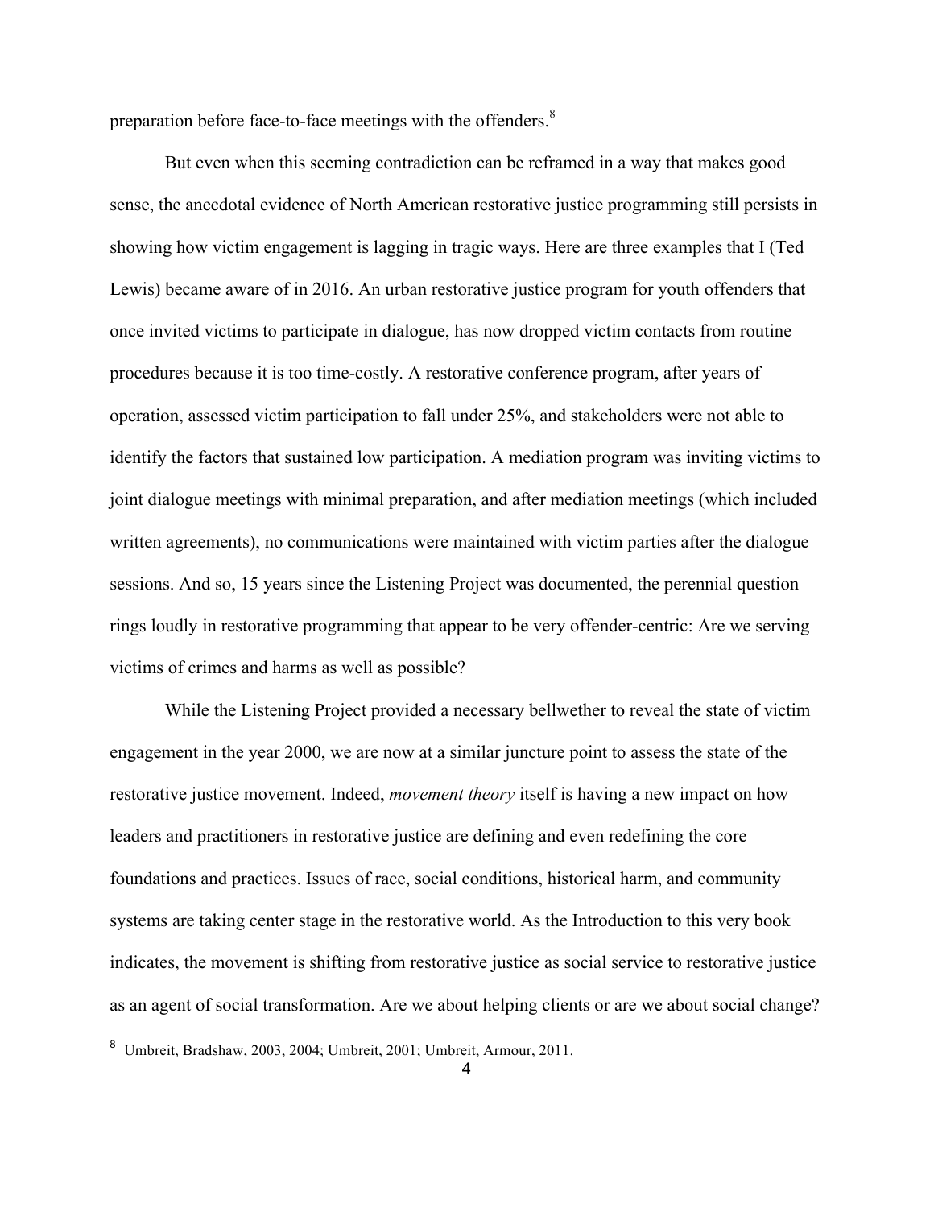preparation before face-to-face meetings with the offenders.[8]

But even when this seeming contradiction can be reframed in a way that makes good sense, the anecdotal evidence of North American restorative justice programming still persists in showing how victim engagement is lagging in tragic ways. Here are three examples that I (Ted Lewis) became aware of in 2016. An urban restorative justice program for youth offenders that once invited victims to participate in dialogue, has now dropped victim contacts from routine procedures because it is too time-costly. A restorative conference program, after years of operation, assessed victim participation to fall under 25%, and stakeholders were not able to identify the factors that sustained low participation. A mediation program was inviting victims to joint dialogue meetings with minimal preparation, and after mediation meetings (which included written agreements), no communications were maintained with victim parties after the dialogue sessions. And so, 15 years since the Listening Project was documented, the perennial question rings loudly in restorative programming that appear to be very offender-centric: Are we serving victims of crimes and harms as well as possible?

While the Listening Project provided a necessary bellwether to reveal the state of victim engagement in the year 2000, we are now at a similar juncture point to assess the state of the restorative justice movement. Indeed, *movement theory* itself is having a new impact on how leaders and practitioners in restorative justice are defining and even redefining the core foundations and practices. Issues of race, social conditions, historical harm, and community systems are taking center stage in the restorative world. As the Introduction to this very book indicates, the movement is shifting from restorative justice as social service to restorative justice as an agent of social transformation. Are we about helping clients or are we about social change?

---

[8] Umbreit, Bradshaw, 2003, 2004; Umbreit, 2001; Umbreit, Armour, 2011.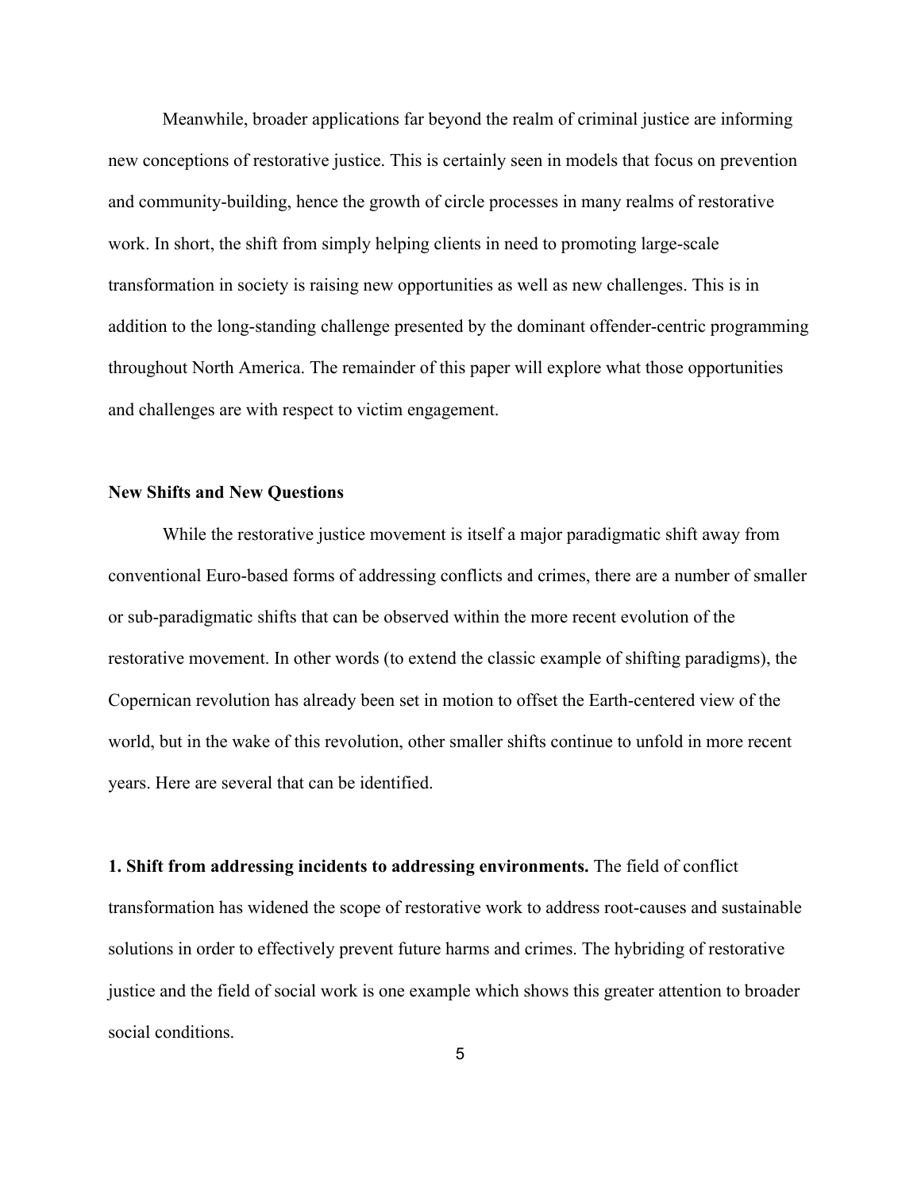Meanwhile, broader applications far beyond the realm of criminal justice are informing new conceptions of restorative justice. This is certainly seen in models that focus on prevention and community-building, hence the growth of circle processes in many realms of restorative work. In short, the shift from simply helping clients in need to promoting large-scale transformation in society is raising new opportunities as well as new challenges. This is in addition to the long-standing challenge presented by the dominant offender-centric programming throughout North America. The remainder of this paper will explore what those opportunities and challenges are with respect to victim engagement.

**New Shifts and New Questions**

While the restorative justice movement is itself a major paradigmatic shift away from conventional Euro-based forms of addressing conflicts and crimes, there are a number of smaller or sub-paradigmatic shifts that can be observed within the more recent evolution of the restorative movement. In other words (to extend the classic example of shifting paradigms), the Copernican revolution has already been set in motion to offset the Earth-centered view of the world, but in the wake of this revolution, other smaller shifts continue to unfold in more recent years. Here are several that can be identified.

**1. Shift from addressing incidents to addressing environments.** The field of conflict transformation has widened the scope of restorative work to address root-causes and sustainable solutions in order to effectively prevent future harms and crimes. The hybriding of restorative justice and the field of social work is one example which shows this greater attention to broader social conditions.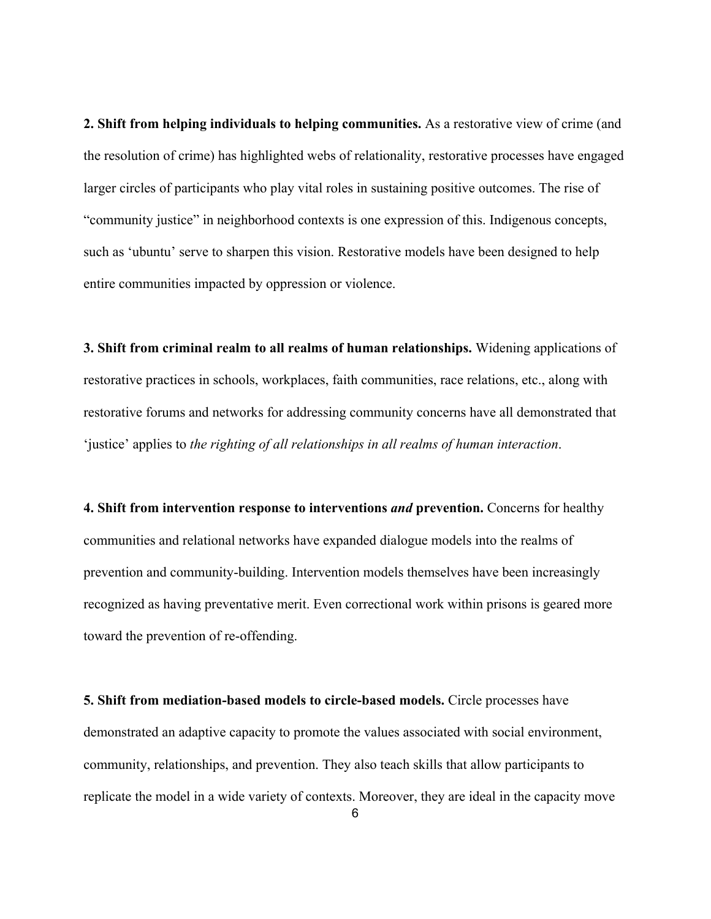**2. Shift from helping individuals to helping communities.** As a restorative view of crime (and the resolution of crime) has highlighted webs of relationality, restorative processes have engaged larger circles of participants who play vital roles in sustaining positive outcomes. The rise of "community justice" in neighborhood contexts is one expression of this. Indigenous concepts, such as 'ubuntu' serve to sharpen this vision. Restorative models have been designed to help entire communities impacted by oppression or violence.

**3. Shift from criminal realm to all realms of human relationships.** Widening applications of restorative practices in schools, workplaces, faith communities, race relations, etc., along with restorative forums and networks for addressing community concerns have all demonstrated that 'justice' applies to *the righting of all relationships in all realms of human interaction*.

**4. Shift from intervention response to interventions *and* prevention.** Concerns for healthy communities and relational networks have expanded dialogue models into the realms of prevention and community-building. Intervention models themselves have been increasingly recognized as having preventative merit. Even correctional work within prisons is geared more toward the prevention of re-offending.

**5. Shift from mediation-based models to circle-based models.** Circle processes have demonstrated an adaptive capacity to promote the values associated with social environment, community, relationships, and prevention. They also teach skills that allow participants to replicate the model in a wide variety of contexts. Moreover, they are ideal in the capacity move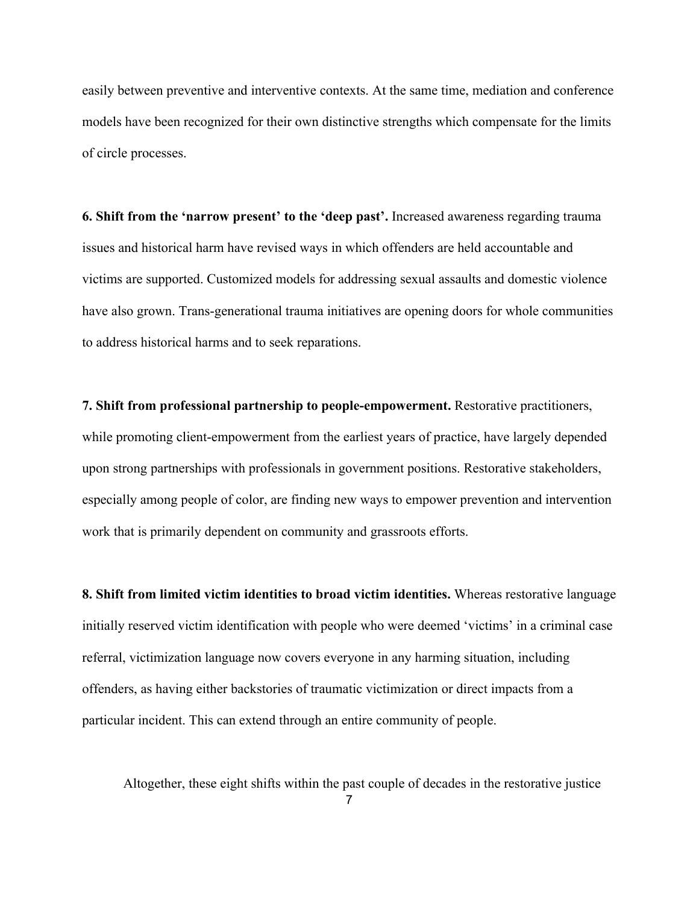easily between preventive and interventive contexts. At the same time, mediation and conference models have been recognized for their own distinctive strengths which compensate for the limits of circle processes.

**6. Shift from the 'narrow present' to the 'deep past'.** Increased awareness regarding trauma issues and historical harm have revised ways in which offenders are held accountable and victims are supported. Customized models for addressing sexual assaults and domestic violence have also grown. Trans-generational trauma initiatives are opening doors for whole communities to address historical harms and to seek reparations.

**7. Shift from professional partnership to people-empowerment.** Restorative practitioners, while promoting client-empowerment from the earliest years of practice, have largely depended upon strong partnerships with professionals in government positions. Restorative stakeholders, especially among people of color, are finding new ways to empower prevention and intervention work that is primarily dependent on community and grassroots efforts.

**8. Shift from limited victim identities to broad victim identities.** Whereas restorative language initially reserved victim identification with people who were deemed 'victims' in a criminal case referral, victimization language now covers everyone in any harming situation, including offenders, as having either backstories of traumatic victimization or direct impacts from a particular incident. This can extend through an entire community of people.

Altogether, these eight shifts within the past couple of decades in the restorative justice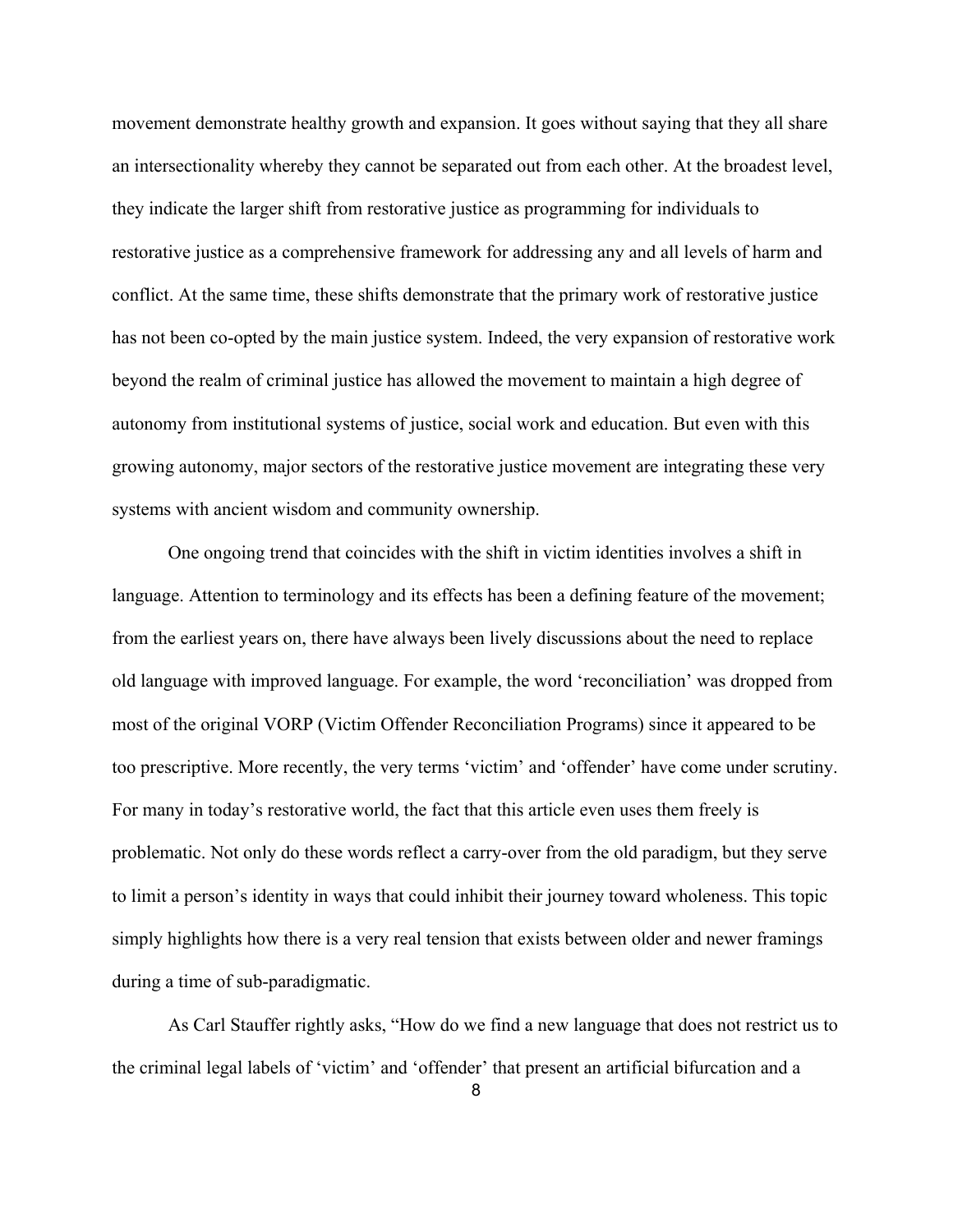movement demonstrate healthy growth and expansion. It goes without saying that they all share an intersectionality whereby they cannot be separated out from each other. At the broadest level, they indicate the larger shift from restorative justice as programming for individuals to restorative justice as a comprehensive framework for addressing any and all levels of harm and conflict. At the same time, these shifts demonstrate that the primary work of restorative justice has not been co-opted by the main justice system. Indeed, the very expansion of restorative work beyond the realm of criminal justice has allowed the movement to maintain a high degree of autonomy from institutional systems of justice, social work and education. But even with this growing autonomy, major sectors of the restorative justice movement are integrating these very systems with ancient wisdom and community ownership.

One ongoing trend that coincides with the shift in victim identities involves a shift in language. Attention to terminology and its effects has been a defining feature of the movement; from the earliest years on, there have always been lively discussions about the need to replace old language with improved language. For example, the word 'reconciliation' was dropped from most of the original VORP (Victim Offender Reconciliation Programs) since it appeared to be too prescriptive. More recently, the very terms 'victim' and 'offender' have come under scrutiny. For many in today's restorative world, the fact that this article even uses them freely is problematic. Not only do these words reflect a carry-over from the old paradigm, but they serve to limit a person's identity in ways that could inhibit their journey toward wholeness. This topic simply highlights how there is a very real tension that exists between older and newer framings during a time of sub-paradigmatic.

As Carl Stauffer rightly asks, "How do we find a new language that does not restrict us to the criminal legal labels of 'victim' and 'offender' that present an artificial bifurcation and a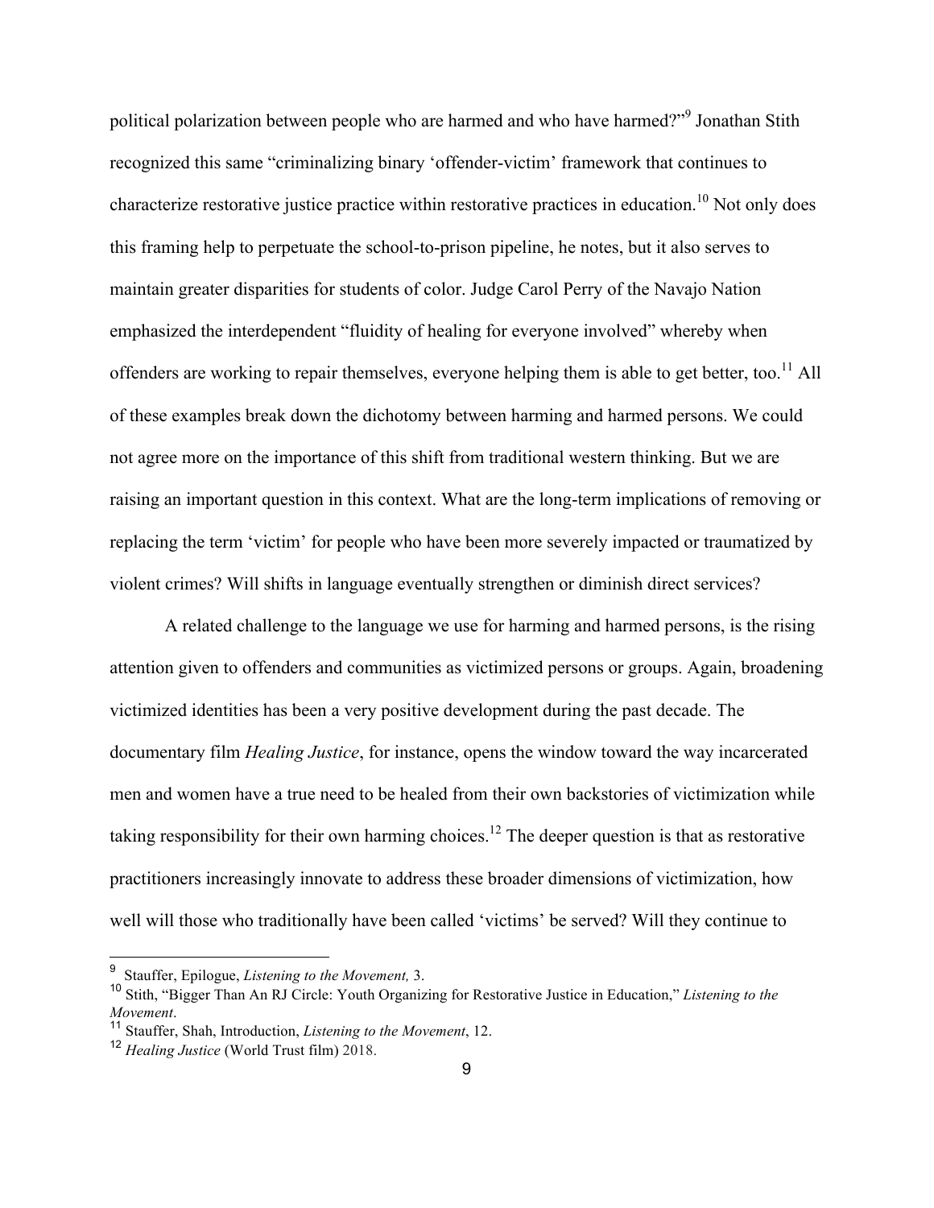political polarization between people who are harmed and who have harmed?"[9] Jonathan Stith recognized this same "criminalizing binary 'offender-victim' framework that continues to characterize restorative justice practice within restorative practices in education.[10] Not only does this framing help to perpetuate the school-to-prison pipeline, he notes, but it also serves to maintain greater disparities for students of color. Judge Carol Perry of the Navajo Nation emphasized the interdependent "fluidity of healing for everyone involved" whereby when offenders are working to repair themselves, everyone helping them is able to get better, too.[11] All of these examples break down the dichotomy between harming and harmed persons. We could not agree more on the importance of this shift from traditional western thinking. But we are raising an important question in this context. What are the long-term implications of removing or replacing the term 'victim' for people who have been more severely impacted or traumatized by violent crimes? Will shifts in language eventually strengthen or diminish direct services?

A related challenge to the language we use for harming and harmed persons, is the rising attention given to offenders and communities as victimized persons or groups. Again, broadening victimized identities has been a very positive development during the past decade. The documentary film *Healing Justice*, for instance, opens the window toward the way incarcerated men and women have a true need to be healed from their own backstories of victimization while taking responsibility for their own harming choices.[12] The deeper question is that as restorative practitioners increasingly innovate to address these broader dimensions of victimization, how well will those who traditionally have been called 'victims' be served? Will they continue to

---

[9] Stauffer, Epilogue, *Listening to the Movement,* 3.

[10] Stith, "Bigger Than An RJ Circle: Youth Organizing for Restorative Justice in Education," *Listening to the Movement*.

[11] Stauffer, Shah, Introduction, *Listening to the Movement*, 12.

[12] *Healing Justice* (World Trust film) 2018.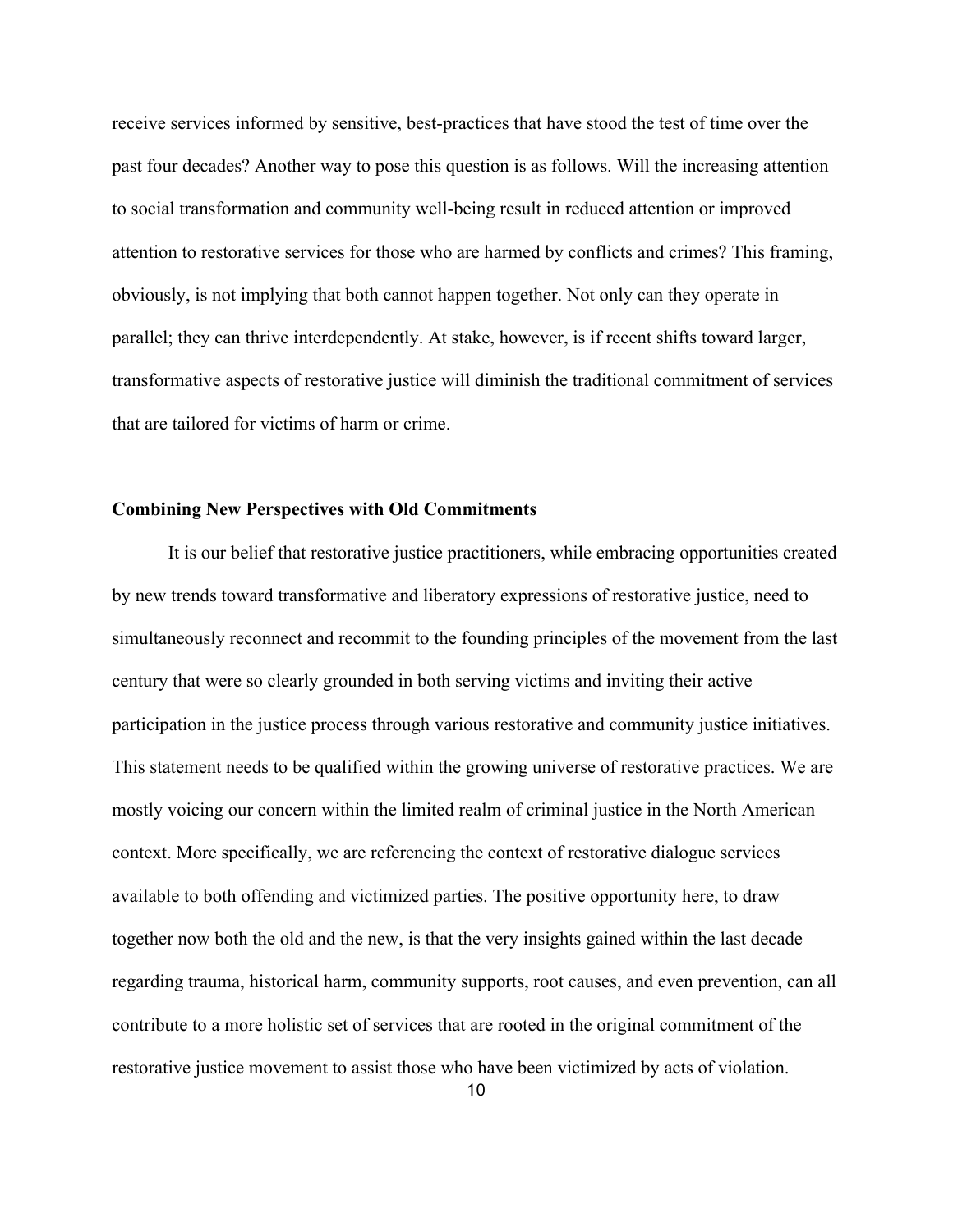receive services informed by sensitive, best-practices that have stood the test of time over the past four decades? Another way to pose this question is as follows. Will the increasing attention to social transformation and community well-being result in reduced attention or improved attention to restorative services for those who are harmed by conflicts and crimes? This framing, obviously, is not implying that both cannot happen together. Not only can they operate in parallel; they can thrive interdependently. At stake, however, is if recent shifts toward larger, transformative aspects of restorative justice will diminish the traditional commitment of services that are tailored for victims of harm or crime.

### Combining New Perspectives with Old Commitments

It is our belief that restorative justice practitioners, while embracing opportunities created by new trends toward transformative and liberatory expressions of restorative justice, need to simultaneously reconnect and recommit to the founding principles of the movement from the last century that were so clearly grounded in both serving victims and inviting their active participation in the justice process through various restorative and community justice initiatives. This statement needs to be qualified within the growing universe of restorative practices. We are mostly voicing our concern within the limited realm of criminal justice in the North American context. More specifically, we are referencing the context of restorative dialogue services available to both offending and victimized parties. The positive opportunity here, to draw together now both the old and the new, is that the very insights gained within the last decade regarding trauma, historical harm, community supports, root causes, and even prevention, can all contribute to a more holistic set of services that are rooted in the original commitment of the restorative justice movement to assist those who have been victimized by acts of violation.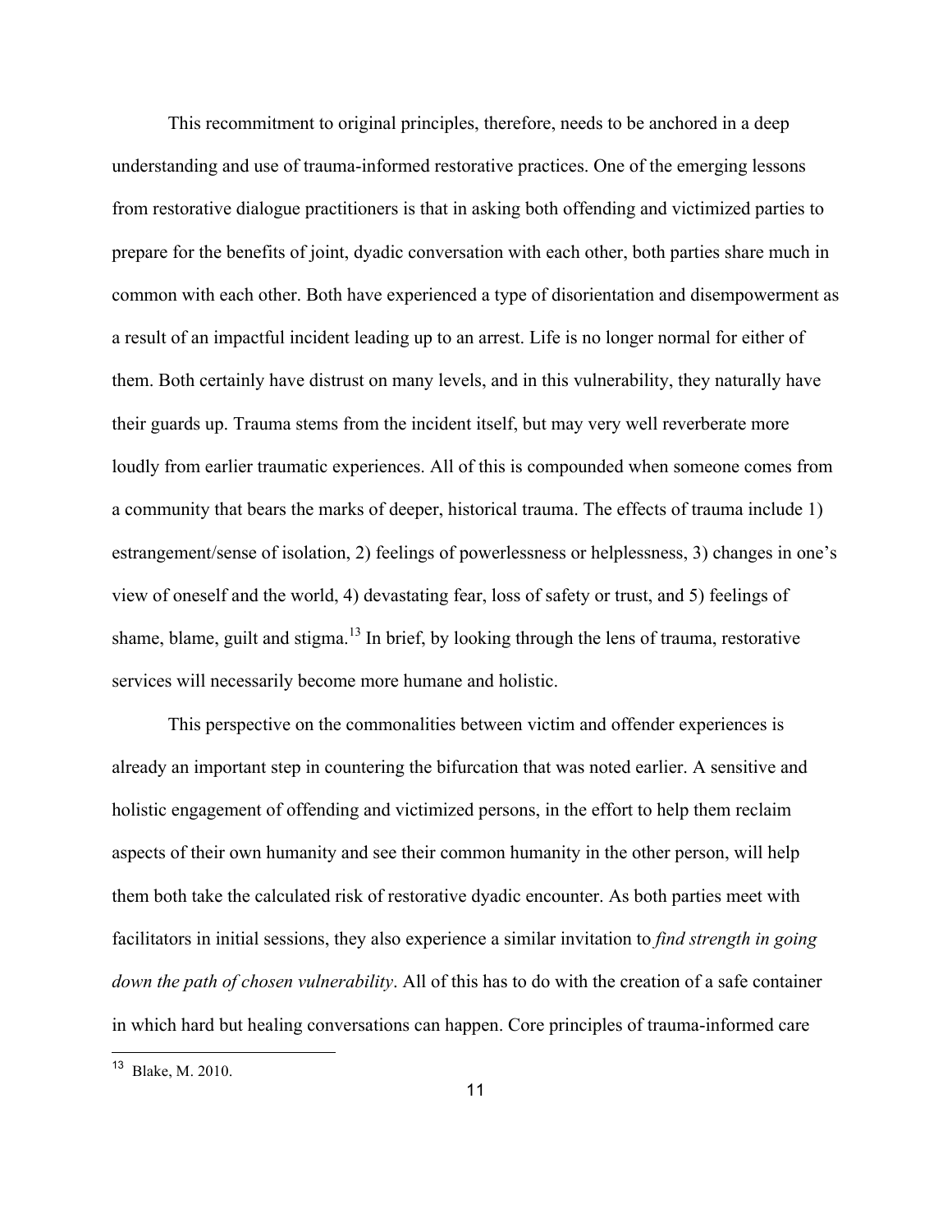This recommitment to original principles, therefore, needs to be anchored in a deep understanding and use of trauma-informed restorative practices. One of the emerging lessons from restorative dialogue practitioners is that in asking both offending and victimized parties to prepare for the benefits of joint, dyadic conversation with each other, both parties share much in common with each other. Both have experienced a type of disorientation and disempowerment as a result of an impactful incident leading up to an arrest. Life is no longer normal for either of them. Both certainly have distrust on many levels, and in this vulnerability, they naturally have their guards up. Trauma stems from the incident itself, but may very well reverberate more loudly from earlier traumatic experiences. All of this is compounded when someone comes from a community that bears the marks of deeper, historical trauma. The effects of trauma include 1) estrangement/sense of isolation, 2) feelings of powerlessness or helplessness, 3) changes in one's view of oneself and the world, 4) devastating fear, loss of safety or trust, and 5) feelings of shame, blame, guilt and stigma.[13] In brief, by looking through the lens of trauma, restorative services will necessarily become more humane and holistic.

This perspective on the commonalities between victim and offender experiences is already an important step in countering the bifurcation that was noted earlier. A sensitive and holistic engagement of offending and victimized persons, in the effort to help them reclaim aspects of their own humanity and see their common humanity in the other person, will help them both take the calculated risk of restorative dyadic encounter. As both parties meet with facilitators in initial sessions, they also experience a similar invitation to *find strength in going down the path of chosen vulnerability*. All of this has to do with the creation of a safe container in which hard but healing conversations can happen. Core principles of trauma-informed care

[13] Blake, M. 2010.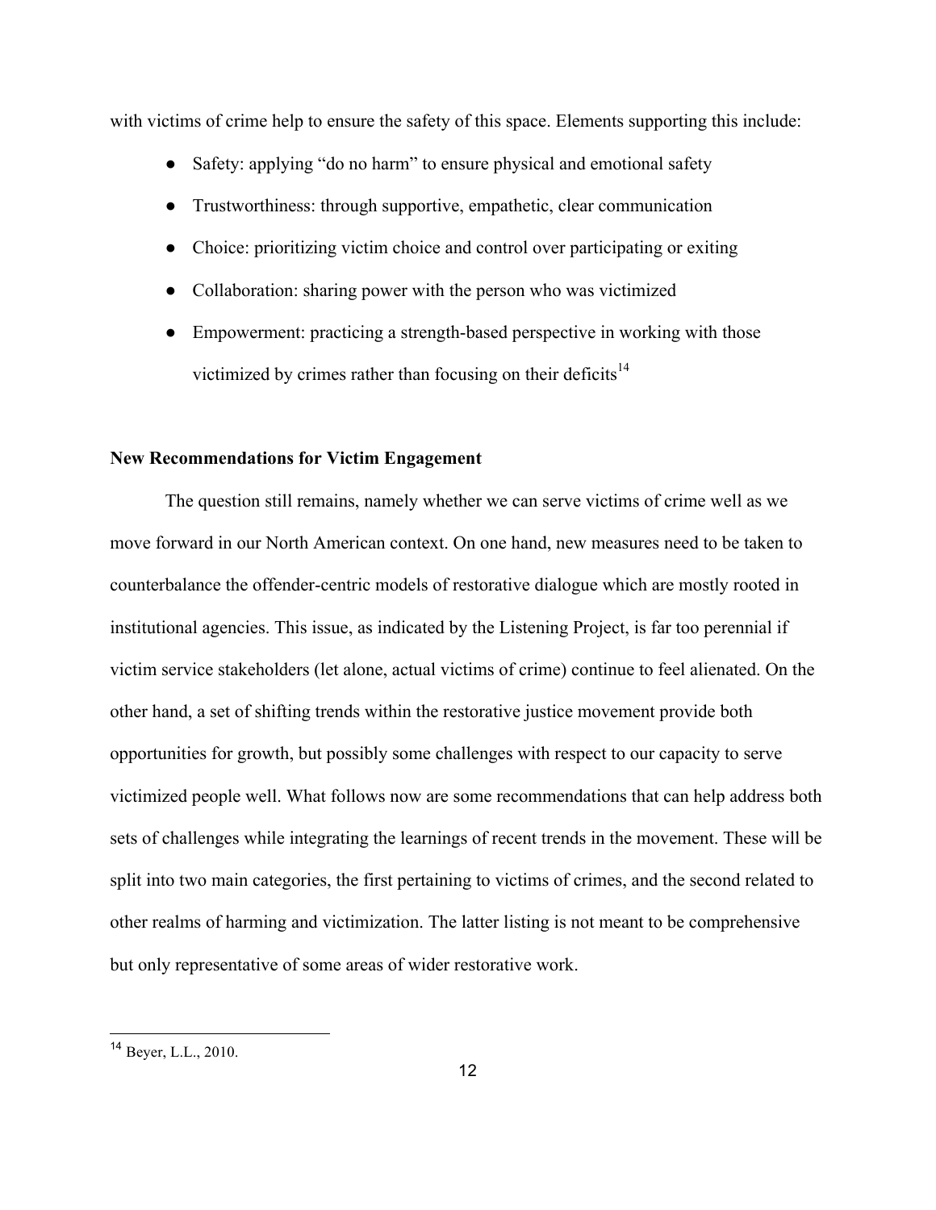with victims of crime help to ensure the safety of this space. Elements supporting this include:

- Safety: applying "do no harm" to ensure physical and emotional safety
- Trustworthiness: through supportive, empathetic, clear communication
- Choice: prioritizing victim choice and control over participating or exiting
- Collaboration: sharing power with the person who was victimized
- Empowerment: practicing a strength-based perspective in working with those victimized by crimes rather than focusing on their deficits[14]

**New Recommendations for Victim Engagement**

The question still remains, namely whether we can serve victims of crime well as we move forward in our North American context. On one hand, new measures need to be taken to counterbalance the offender-centric models of restorative dialogue which are mostly rooted in institutional agencies. This issue, as indicated by the Listening Project, is far too perennial if victim service stakeholders (let alone, actual victims of crime) continue to feel alienated. On the other hand, a set of shifting trends within the restorative justice movement provide both opportunities for growth, but possibly some challenges with respect to our capacity to serve victimized people well. What follows now are some recommendations that can help address both sets of challenges while integrating the learnings of recent trends in the movement. These will be split into two main categories, the first pertaining to victims of crimes, and the second related to other realms of harming and victimization. The latter listing is not meant to be comprehensive but only representative of some areas of wider restorative work.

[14] Beyer, L.L., 2010.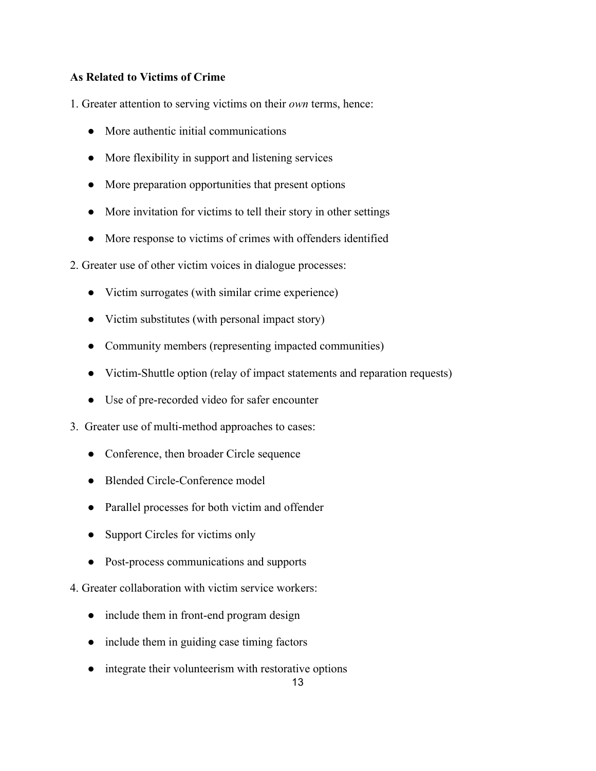**As Related to Victims of Crime**

1. Greater attention to serving victims on their *own* terms, hence:

    - More authentic initial communications
    - More flexibility in support and listening services
    - More preparation opportunities that present options
    - More invitation for victims to tell their story in other settings
    - More response to victims of crimes with offenders identified

2. Greater use of other victim voices in dialogue processes:

    - Victim surrogates (with similar crime experience)
    - Victim substitutes (with personal impact story)
    - Community members (representing impacted communities)
    - Victim-Shuttle option (relay of impact statements and reparation requests)
    - Use of pre-recorded video for safer encounter

3. Greater use of multi-method approaches to cases:

    - Conference, then broader Circle sequence
    - Blended Circle-Conference model
    - Parallel processes for both victim and offender
    - Support Circles for victims only
    - Post-process communications and supports

4. Greater collaboration with victim service workers:

    - include them in front-end program design
    - include them in guiding case timing factors
    - integrate their volunteerism with restorative options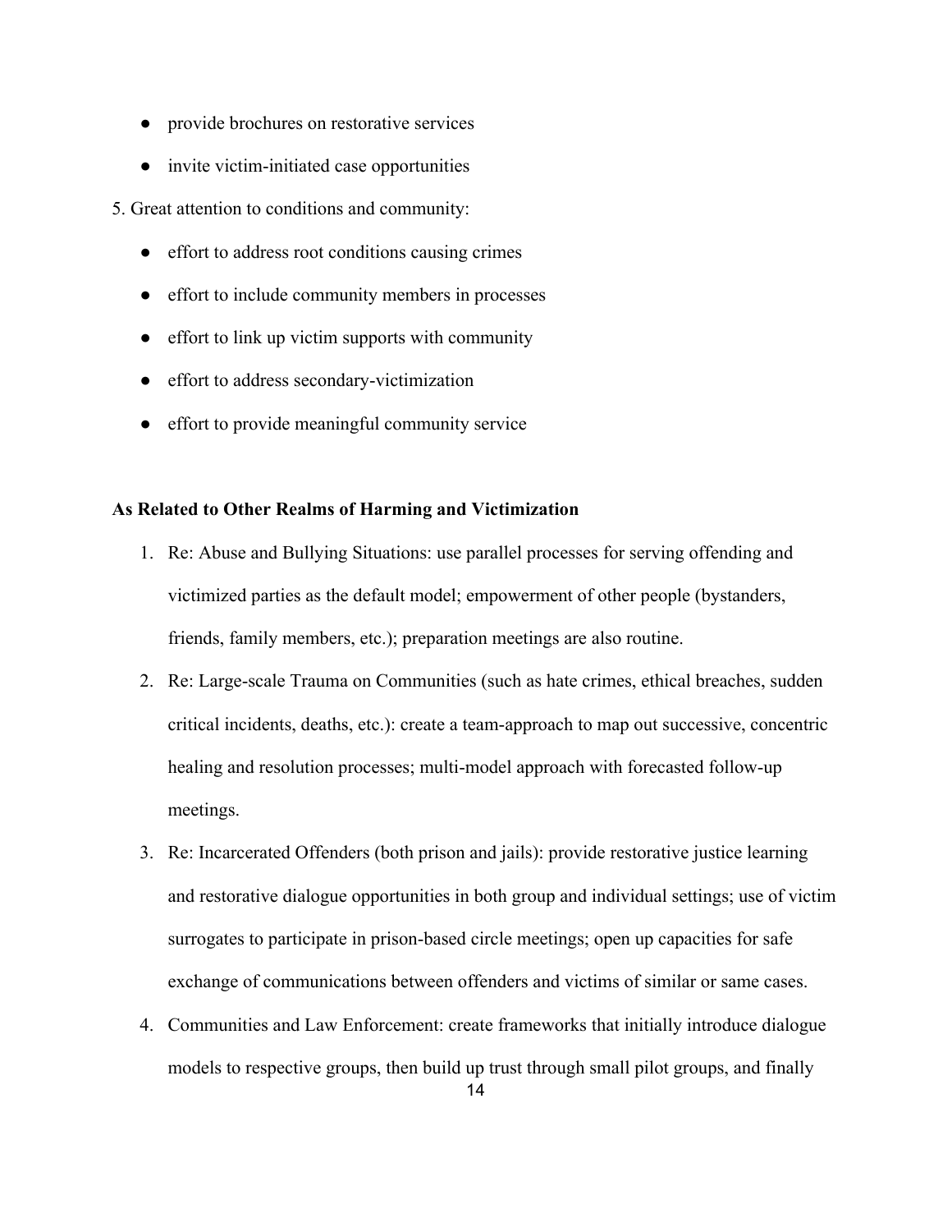- provide brochures on restorative services
- invite victim-initiated case opportunities

5. Great attention to conditions and community:

- effort to address root conditions causing crimes
- effort to include community members in processes
- effort to link up victim supports with community
- effort to address secondary-victimization
- effort to provide meaningful community service

**As Related to Other Realms of Harming and Victimization**

1. Re: Abuse and Bullying Situations: use parallel processes for serving offending and victimized parties as the default model; empowerment of other people (bystanders, friends, family members, etc.); preparation meetings are also routine.
2. Re: Large-scale Trauma on Communities (such as hate crimes, ethical breaches, sudden critical incidents, deaths, etc.): create a team-approach to map out successive, concentric healing and resolution processes; multi-model approach with forecasted follow-up meetings.
3. Re: Incarcerated Offenders (both prison and jails): provide restorative justice learning and restorative dialogue opportunities in both group and individual settings; use of victim surrogates to participate in prison-based circle meetings; open up capacities for safe exchange of communications between offenders and victims of similar or same cases.
4. Communities and Law Enforcement: create frameworks that initially introduce dialogue models to respective groups, then build up trust through small pilot groups, and finally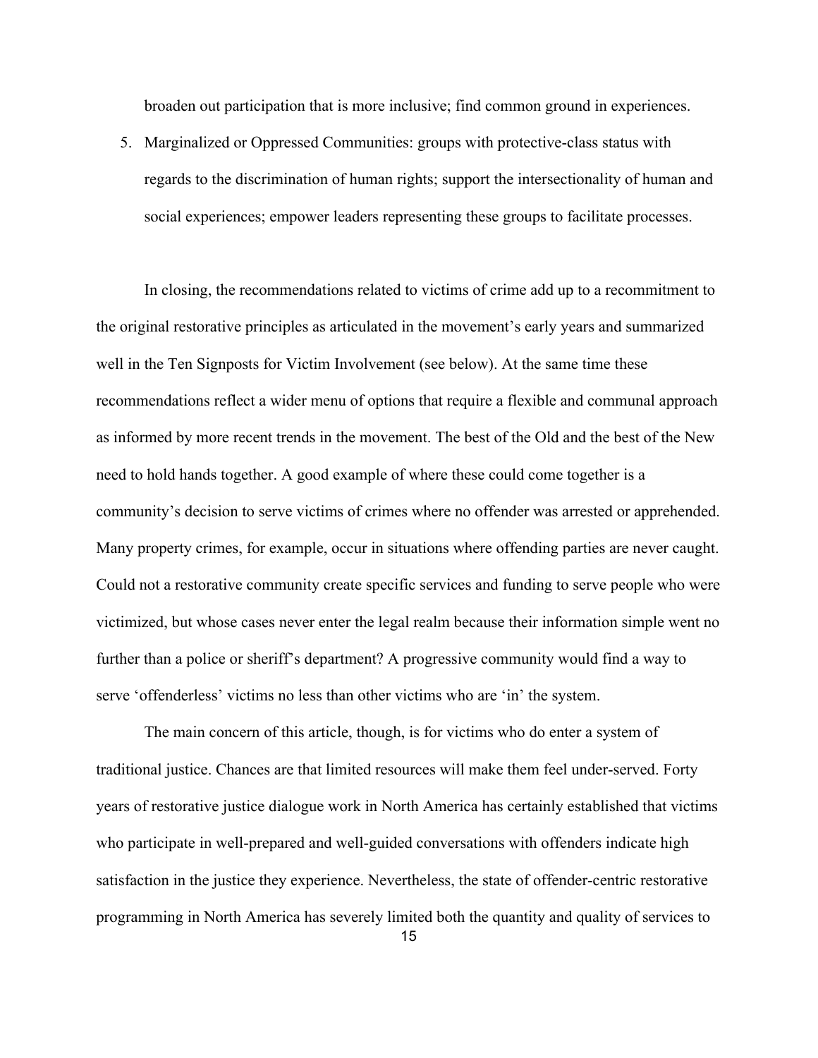broaden out participation that is more inclusive; find common ground in experiences.

5. Marginalized or Oppressed Communities: groups with protective-class status with regards to the discrimination of human rights; support the intersectionality of human and social experiences; empower leaders representing these groups to facilitate processes.

In closing, the recommendations related to victims of crime add up to a recommitment to the original restorative principles as articulated in the movement's early years and summarized well in the Ten Signposts for Victim Involvement (see below). At the same time these recommendations reflect a wider menu of options that require a flexible and communal approach as informed by more recent trends in the movement. The best of the Old and the best of the New need to hold hands together. A good example of where these could come together is a community's decision to serve victims of crimes where no offender was arrested or apprehended. Many property crimes, for example, occur in situations where offending parties are never caught. Could not a restorative community create specific services and funding to serve people who were victimized, but whose cases never enter the legal realm because their information simple went no further than a police or sheriff's department? A progressive community would find a way to serve 'offenderless' victims no less than other victims who are 'in' the system.

The main concern of this article, though, is for victims who do enter a system of traditional justice. Chances are that limited resources will make them feel under-served. Forty years of restorative justice dialogue work in North America has certainly established that victims who participate in well-prepared and well-guided conversations with offenders indicate high satisfaction in the justice they experience. Nevertheless, the state of offender-centric restorative programming in North America has severely limited both the quantity and quality of services to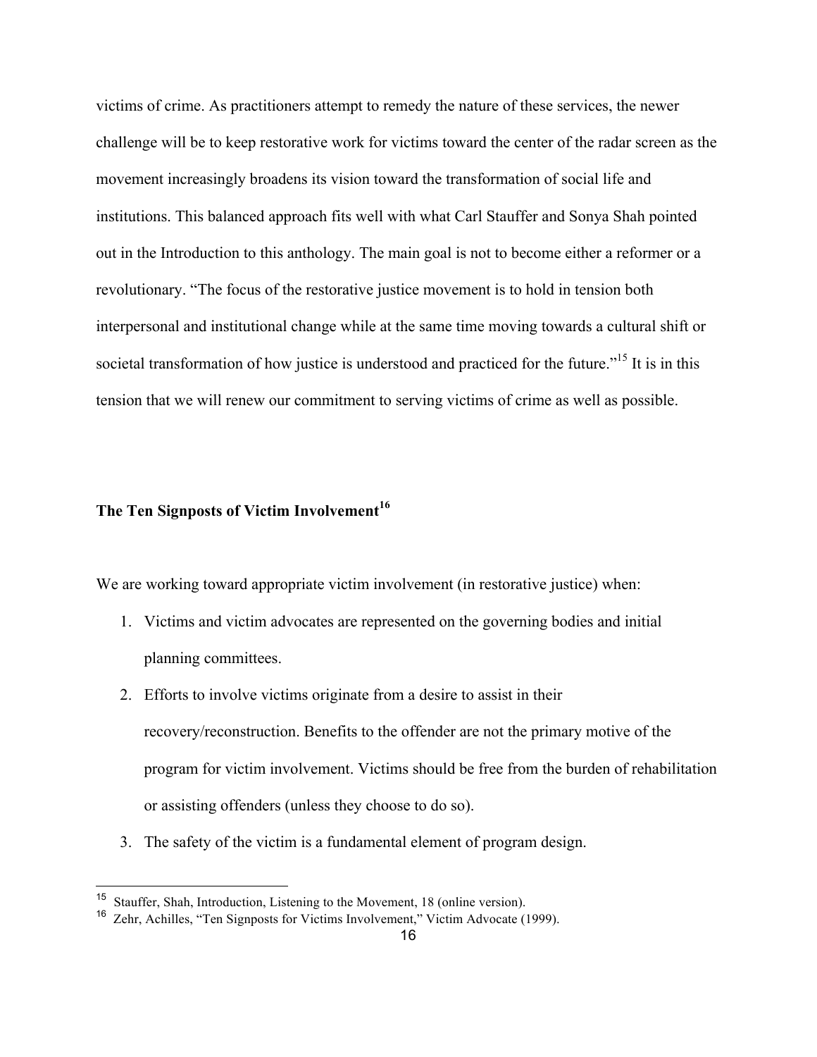victims of crime. As practitioners attempt to remedy the nature of these services, the newer challenge will be to keep restorative work for victims toward the center of the radar screen as the movement increasingly broadens its vision toward the transformation of social life and institutions. This balanced approach fits well with what Carl Stauffer and Sonya Shah pointed out in the Introduction to this anthology. The main goal is not to become either a reformer or a revolutionary. "The focus of the restorative justice movement is to hold in tension both interpersonal and institutional change while at the same time moving towards a cultural shift or societal transformation of how justice is understood and practiced for the future."[15] It is in this tension that we will renew our commitment to serving victims of crime as well as possible.

## The Ten Signposts of Victim Involvement[16]

We are working toward appropriate victim involvement (in restorative justice) when:

1. Victims and victim advocates are represented on the governing bodies and initial planning committees.
2. Efforts to involve victims originate from a desire to assist in their recovery/reconstruction. Benefits to the offender are not the primary motive of the program for victim involvement. Victims should be free from the burden of rehabilitation or assisting offenders (unless they choose to do so).
3. The safety of the victim is a fundamental element of program design.

---

[15] Stauffer, Shah, Introduction, Listening to the Movement, 18 (online version).

[16] Zehr, Achilles, "Ten Signposts for Victims Involvement," Victim Advocate (1999).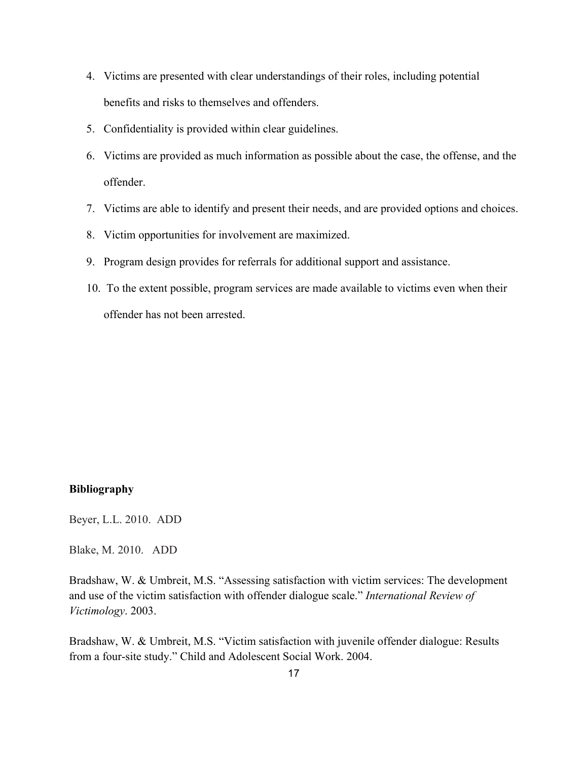4. Victims are presented with clear understandings of their roles, including potential benefits and risks to themselves and offenders.
5. Confidentiality is provided within clear guidelines.
6. Victims are provided as much information as possible about the case, the offense, and the offender.
7. Victims are able to identify and present their needs, and are provided options and choices.
8. Victim opportunities for involvement are maximized.
9. Program design provides for referrals for additional support and assistance.
10. To the extent possible, program services are made available to victims even when their offender has not been arrested.

**Bibliography**

Beyer, L.L. 2010. ADD

Blake, M. 2010. ADD

Bradshaw, W. & Umbreit, M.S. "Assessing satisfaction with victim services: The development and use of the victim satisfaction with offender dialogue scale." *International Review of Victimology*. 2003.

Bradshaw, W. & Umbreit, M.S. "Victim satisfaction with juvenile offender dialogue: Results from a four-site study." Child and Adolescent Social Work. 2004.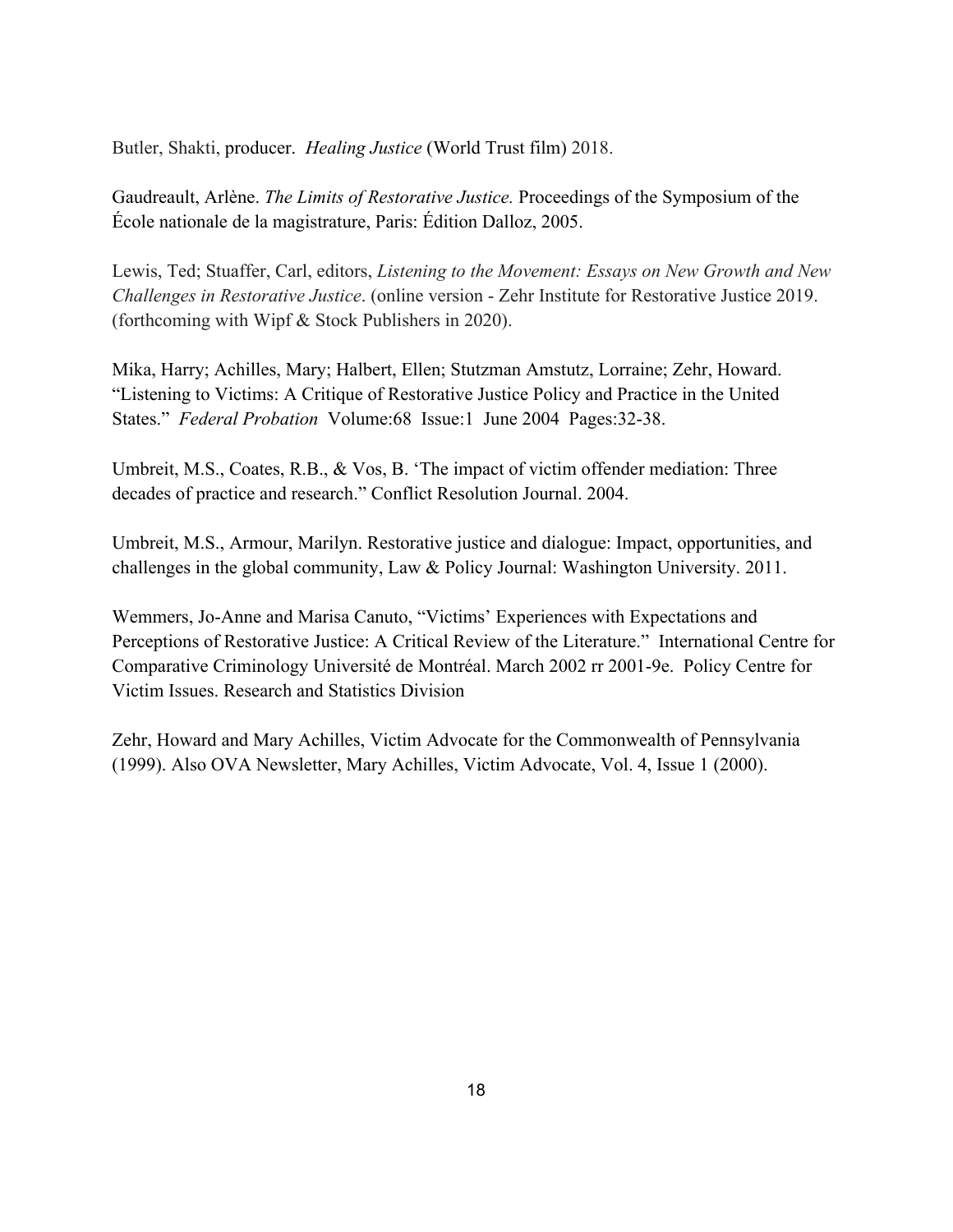Butler, Shakti, producer. *Healing Justice* (World Trust film) 2018.

Gaudreault, Arlène. *The Limits of Restorative Justice.* Proceedings of the Symposium of the École nationale de la magistrature, Paris: Édition Dalloz, 2005.

Lewis, Ted; Stuaffer, Carl, editors, *Listening to the Movement: Essays on New Growth and New Challenges in Restorative Justice*. (online version - Zehr Institute for Restorative Justice 2019. (forthcoming with Wipf & Stock Publishers in 2020).

Mika, Harry; Achilles, Mary; Halbert, Ellen; Stutzman Amstutz, Lorraine; Zehr, Howard. "Listening to Victims: A Critique of Restorative Justice Policy and Practice in the United States." *Federal Probation* Volume:68 Issue:1 June 2004 Pages:32-38.

Umbreit, M.S., Coates, R.B., & Vos, B. 'The impact of victim offender mediation: Three decades of practice and research." Conflict Resolution Journal. 2004.

Umbreit, M.S., Armour, Marilyn. Restorative justice and dialogue: Impact, opportunities, and challenges in the global community, Law & Policy Journal: Washington University. 2011.

Wemmers, Jo-Anne and Marisa Canuto, "Victims' Experiences with Expectations and Perceptions of Restorative Justice: A Critical Review of the Literature." International Centre for Comparative Criminology Université de Montréal. March 2002 rr 2001-9e. Policy Centre for Victim Issues. Research and Statistics Division

Zehr, Howard and Mary Achilles, Victim Advocate for the Commonwealth of Pennsylvania (1999). Also OVA Newsletter, Mary Achilles, Victim Advocate, Vol. 4, Issue 1 (2000).